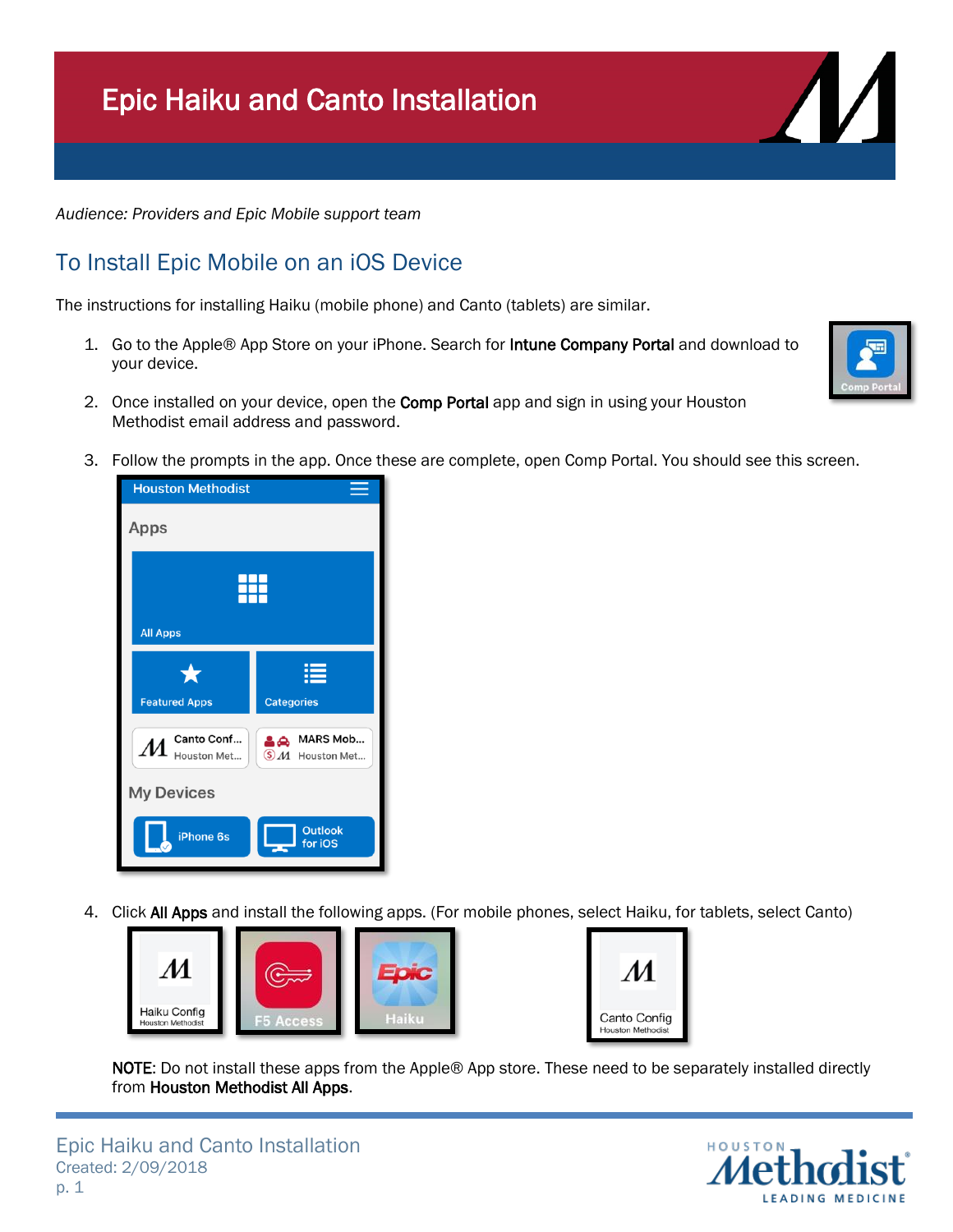# Epic Haiku and Canto Installation

*Audience: Providers and Epic Mobile support team*

## To Install Epic Mobile on an iOS Device

The instructions for installing Haiku (mobile phone) and Canto (tablets) are similar.

1. Go to the Apple® App Store on your iPhone. Search for **Intune Company Portal** and download to your device.
2. Once installed on your device, open the **Comp Portal** app and sign in using your Houston Methodist email address and password.
3. Follow the prompts in the app. Once these are complete, open Comp Portal. You should see this screen.
4. Click **All Apps** and install the following apps. (For mobile phones, select Haiku, for tablets, select Canto)

**NOTE**: Do not install these apps from the Apple® App store. These need to be separately installed directly from **Houston Methodist All Apps**.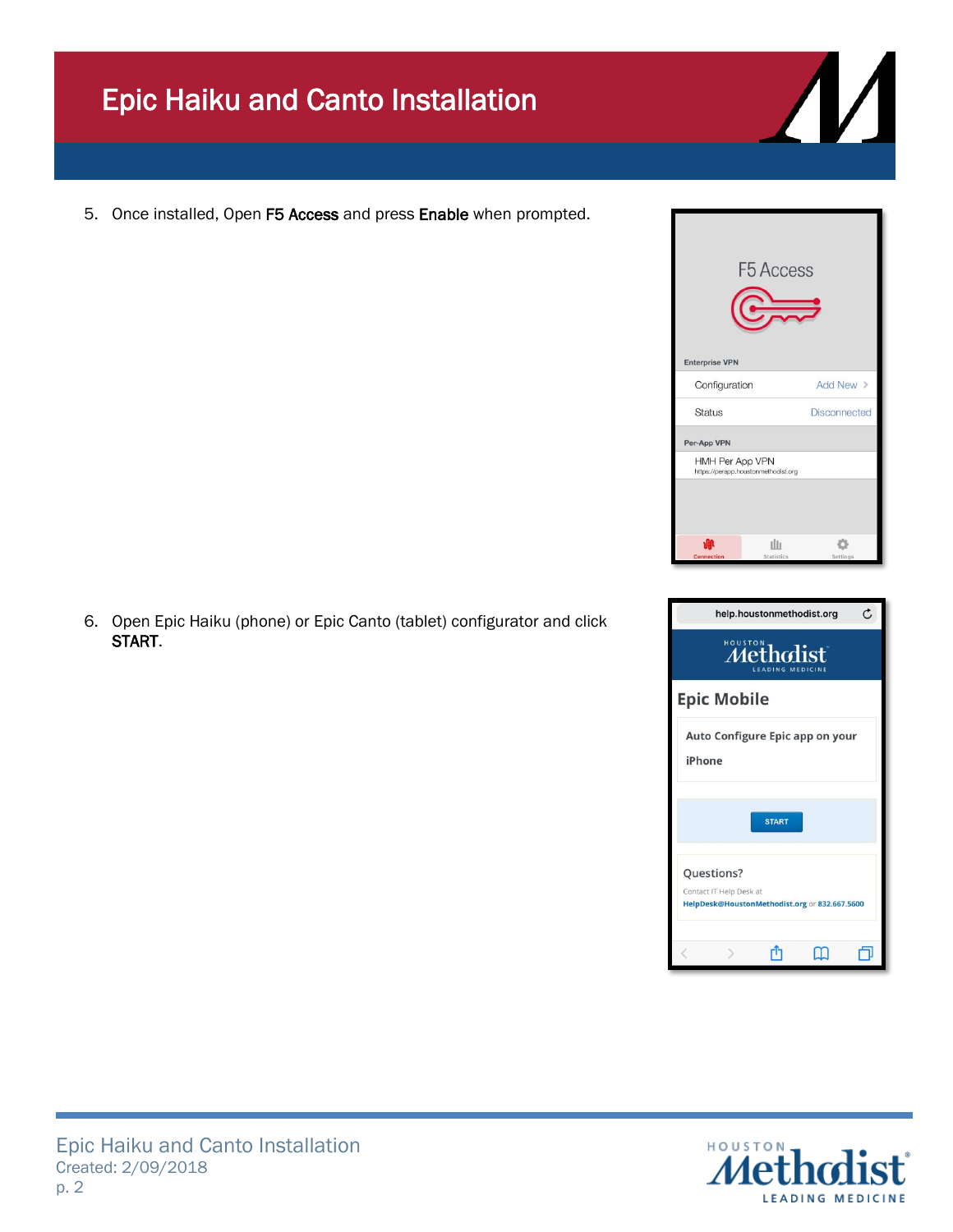# Epic Haiku and Canto Installation

5. Once installed, Open **F5 Access** and press **Enable** when prompted.

6. Open Epic Haiku (phone) or Epic Canto (tablet) configurator and click **START**.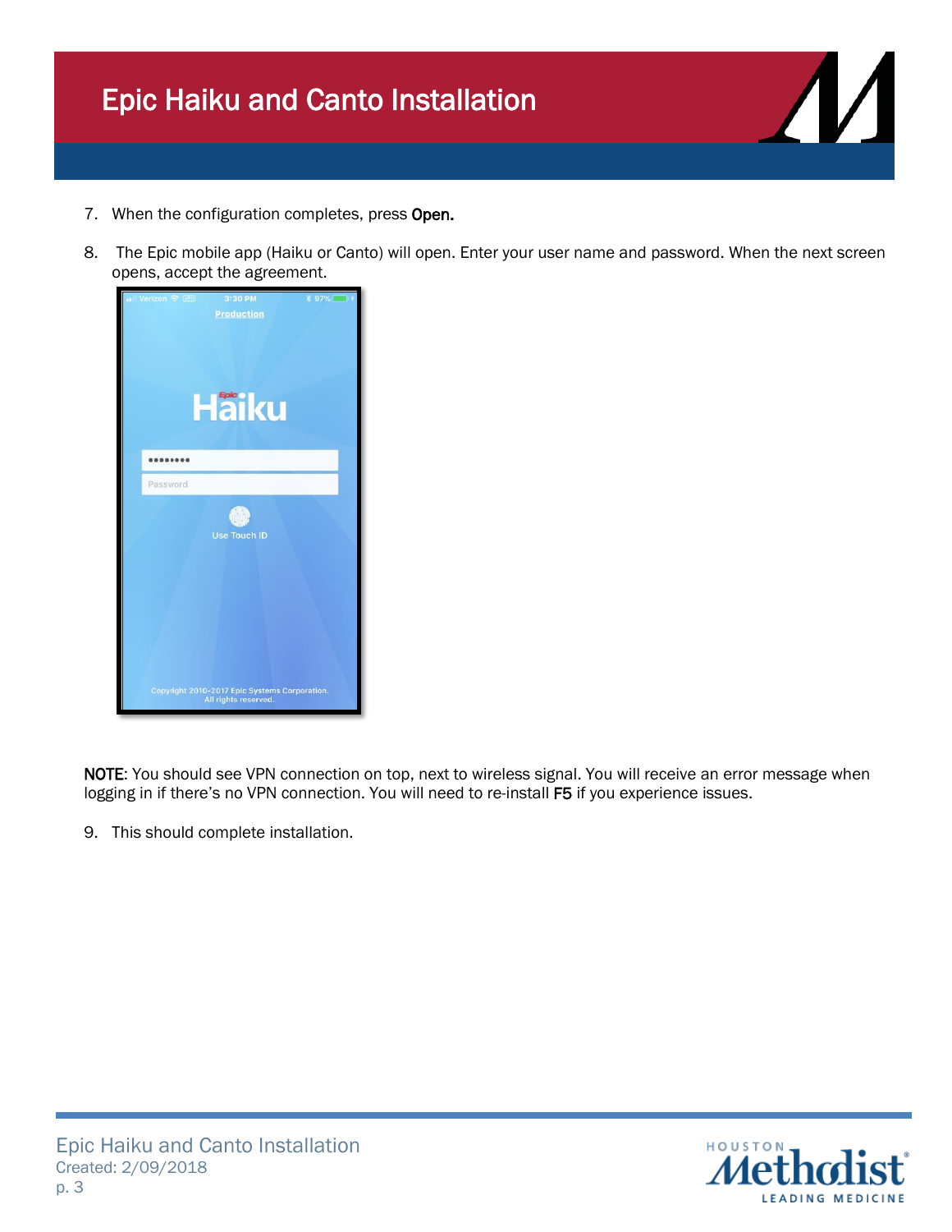7. When the configuration completes, press **Open.**
8. The Epic mobile app (Haiku or Canto) will open. Enter your user name and password. When the next screen opens, accept the agreement.

**NOTE**: You should see VPN connection on top, next to wireless signal. You will receive an error message when logging in if there's no VPN connection. You will need to re-install **F5** if you experience issues.

9. This should complete installation.